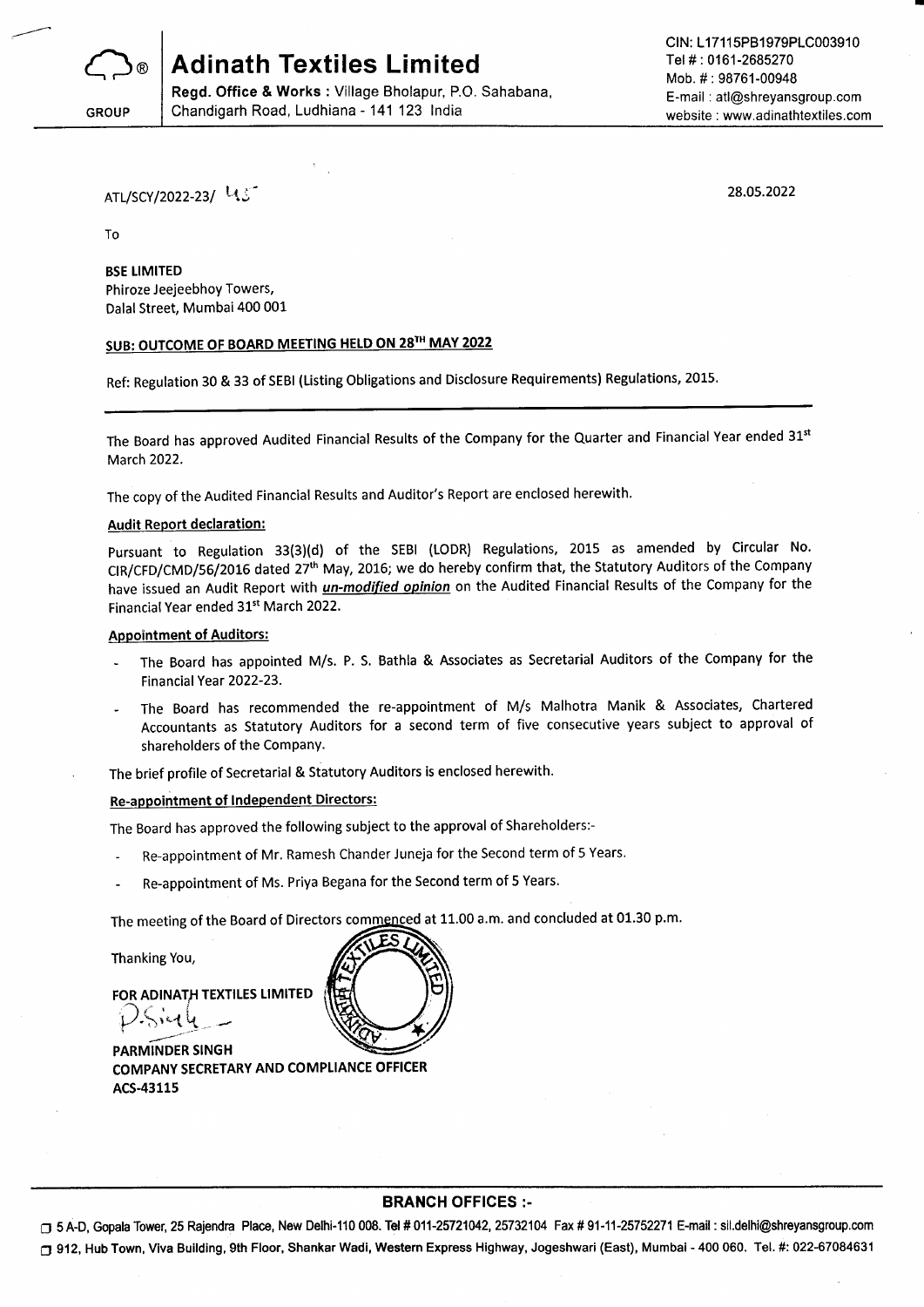# Adinath Textiles Limited

GROUP

**Regd. Office & Works :** Village Bholapur, P.O. Sahabana, Chandigarh Road, Ludhiana - 141 123 India

CIN: L17115PB1979PLC003910
Tel # : 0161-2685270
Mob. # : 98761-00948
E-mail : atl@shreyansgroup.com
website : www.adinathtextiles.com

ATL/SCY/2022-23/ 45

28.05.2022

To

**BSE LIMITED**
Phiroze Jeejeebhoy Towers,
Dalal Street, Mumbai 400 001

**SUB: OUTCOME OF BOARD MEETING HELD ON 28TH MAY 2022**

Ref: Regulation 30 & 33 of SEBI (Listing Obligations and Disclosure Requirements) Regulations, 2015.

---

The Board has approved Audited Financial Results of the Company for the Quarter and Financial Year ended 31st March 2022.

The copy of the Audited Financial Results and Auditor's Report are enclosed herewith.

**Audit Report declaration:**

Pursuant to Regulation 33(3)(d) of the SEBI (LODR) Regulations, 2015 as amended by Circular No. CIR/CFD/CMD/56/2016 dated 27th May, 2016; we do hereby confirm that, the Statutory Auditors of the Company have issued an Audit Report with ***un-modified opinion*** on the Audited Financial Results of the Company for the Financial Year ended 31st March 2022.

**Appointment of Auditors:**

- The Board has appointed M/s. P. S. Bathla & Associates as Secretarial Auditors of the Company for the Financial Year 2022-23.
- The Board has recommended the re-appointment of M/s Malhotra Manik & Associates, Chartered Accountants as Statutory Auditors for a second term of five consecutive years subject to approval of shareholders of the Company.

The brief profile of Secretarial & Statutory Auditors is enclosed herewith.

**Re-appointment of Independent Directors:**

The Board has approved the following subject to the approval of Shareholders:-

- Re-appointment of Mr. Ramesh Chander Juneja for the Second term of 5 Years.
- Re-appointment of Ms. Priya Begana for the Second term of 5 Years.

The meeting of the Board of Directors commenced at 11.00 a.m. and concluded at 01.30 p.m.

Thanking You,

**FOR ADINATH TEXTILES LIMITED**

**PARMINDER SINGH**
**COMPANY SECRETARY AND COMPLIANCE OFFICER**
**ACS-43115**

---

**BRANCH OFFICES :-**

- 5 A-D, Gopala Tower, 25 Rajendra Place, New Delhi-110 008. Tel # 011-25721042, 25732104 Fax # 91-11-25752271 E-mail : sil.delhi@shreyansgroup.com
- 912, Hub Town, Viva Building, 9th Floor, Shankar Wadi, Western Express Highway, Jogeshwari (East), Mumbai - 400 060. Tel. #: 022-67084631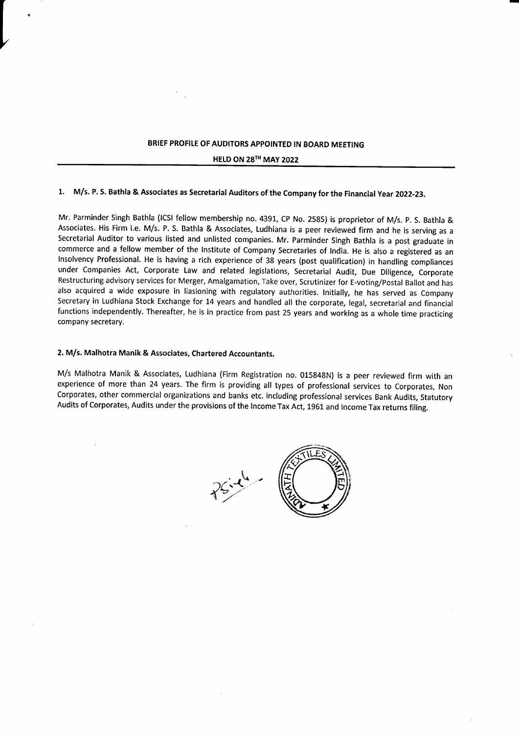## BRIEF PROFILE OF AUDITORS APPOINTED IN BOARD MEETING

## HELD ON 28TH MAY 2022

### 1. M/s. P. S. Bathla & Associates as Secretarial Auditors of the Company for the Financial Year 2022-23.

Mr. Parminder Singh Bathla (ICSI fellow membership no. 4391, CP No. 2585) is proprietor of M/s. P. S. Bathla & Associates. His Firm i.e. M/s. P. S. Bathla & Associates, Ludhiana is a peer reviewed firm and he is serving as a Secretarial Auditor to various listed and unlisted companies. Mr. Parminder Singh Bathla is a post graduate in commerce and a fellow member of the Institute of Company Secretaries of India. He is also a registered as an Insolvency Professional. He is having a rich experience of 38 years (post qualification) in handling compliances under Companies Act, Corporate Law and related legislations, Secretarial Audit, Due Diligence, Corporate Restructuring advisory services for Merger, Amalgamation, Take over, Scrutinizer for E-voting/Postal Ballot and has also acquired a wide exposure in liasioning with regulatory authorities. Initially, he has served as Company Secretary in Ludhiana Stock Exchange for 14 years and handled all the corporate, legal, secretarial and financial functions independently. Thereafter, he is in practice from past 25 years and working as a whole time practicing company secretary.

### 2. M/s. Malhotra Manik & Associates, Chartered Accountants.

M/s Malhotra Manik & Associates, Ludhiana (Firm Registration no. 015848N) is a peer reviewed firm with an experience of more than 24 years. The firm is providing all types of professional services to Corporates, Non Corporates, other commercial organizations and banks etc. including professional services Bank Audits, Statutory Audits of Corporates, Audits under the provisions of the Income Tax Act, 1961 and Income Tax returns filing.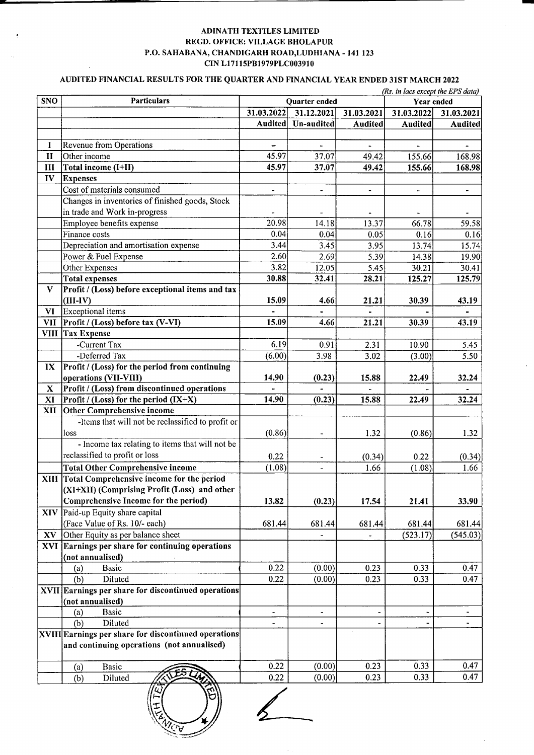**ADINATH TEXTILES LIMITED**
**REGD. OFFICE: VILLAGE BHOLAPUR**
**P.O. SAHABANA, CHANDIGARH ROAD,LUDHIANA - 141 123**
**CIN L17115PB1979PLC003910**

**AUDITED FINANCIAL RESULTS FOR THE QUARTER AND FINANCIAL YEAR ENDED 31ST MARCH 2022**

*(Rs. in lacs except the EPS data)*

| SNO | Particulars | Quarter ended | | | Year ended | |
|---|---|---|---|---|---|---|
| | | 31.03.2022 | 31.12.2021 | 31.03.2021 | 31.03.2022 | 31.03.2021 |
| | | Audited | Un-audited | Audited | Audited | Audited |
| I | Revenue from Operations | - | - | - | - | - |
| II | Other income | 45.97 | 37.07 | 49.42 | 155.66 | 168.98 |
| III | **Total income (I+II)** | **45.97** | **37.07** | **49.42** | **155.66** | **168.98** |
| IV | **Expenses** | | | | | |
| | Cost of materials consumed | - | - | - | - | - |
| | Changes in inventories of finished goods, Stock in trade and Work in-progress | - | - | - | - | - |
| | Employee benefits expense | 20.98 | 14.18 | 13.37 | 66.78 | 59.58 |
| | Finance costs | 0.04 | 0.04 | 0.05 | 0.16 | 0.16 |
| | Depreciation and amortisation expense | 3.44 | 3.45 | 3.95 | 13.74 | 15.74 |
| | Power & Fuel Expense | 2.60 | 2.69 | 5.39 | 14.38 | 19.90 |
| | Other Expenses | 3.82 | 12.05 | 5.45 | 30.21 | 30.41 |
| | **Total expenses** | **30.88** | **32.41** | **28.21** | **125.27** | **125.79** |
| V | **Profit / (Loss) before exceptional items and tax (III-IV)** | **15.09** | **4.66** | **21.21** | **30.39** | **43.19** |
| VI | Exceptional items | - | - | - | - | - |
| VII | **Profit / (Loss) before tax (V-VI)** | **15.09** | **4.66** | **21.21** | **30.39** | **43.19** |
| VIII | **Tax Expense** | | | | | |
| | -Current Tax | 6.19 | 0.91 | 2.31 | 10.90 | 5.45 |
| | -Deferred Tax | (6.00) | 3.98 | 3.02 | (3.00) | 5.50 |
| IX | **Profit / (Loss) for the period from continuing operations (VII-VIII)** | **14.90** | **(0.23)** | **15.88** | **22.49** | **32.24** |
| X | **Profit / (Loss) from discontinued operations** | - | - | - | - | - |
| XI | **Profit / (Loss) for the period (IX+X)** | **14.90** | **(0.23)** | **15.88** | **22.49** | **32.24** |
| XII | **Other Comprehensive income** | | | | | |
| | -Items that will not be reclassified to profit or loss | (0.86) | - | 1.32 | (0.86) | 1.32 |
| | - Income tax relating to items that will not be reclassified to profit or loss | 0.22 | - | (0.34) | 0.22 | (0.34) |
| | **Total Other Comprehensive income** | (1.08) | - | 1.66 | (1.08) | 1.66 |
| XIII | **Total Comprehensive income for the period (XI+XII) (Comprising Profit (Loss) and other Comprehensive Income for the period)** | **13.82** | **(0.23)** | **17.54** | **21.41** | **33.90** |
| XIV | Paid-up Equity share capital (Face Value of Rs. 10/- each) | 681.44 | 681.44 | 681.44 | 681.44 | 681.44 |
| XV | Other Equity as per balance sheet | | - | - | (523.17) | (545.03) |
| XVI | **Earnings per share for continuing operations (not annualised)** | | | | | |
| | (a) Basic | 0.22 | (0.00) | 0.23 | 0.33 | 0.47 |
| | (b) Diluted | 0.22 | (0.00) | 0.23 | 0.33 | 0.47 |
| XVII | **Earnings per share for discontinued operations (not annualised)** | | | | | |
| | (a) Basic | - | - | - | - | - |
| | (b) Diluted | - | - | - | - | - |
| XVIII | **Earnings per share for discontinued operations and continuing operations (not annualised)** | | | | | |
| | (a) Basic | 0.22 | (0.00) | 0.23 | 0.33 | 0.47 |
| | (b) Diluted | 0.22 | (0.00) | 0.23 | 0.33 | 0.47 |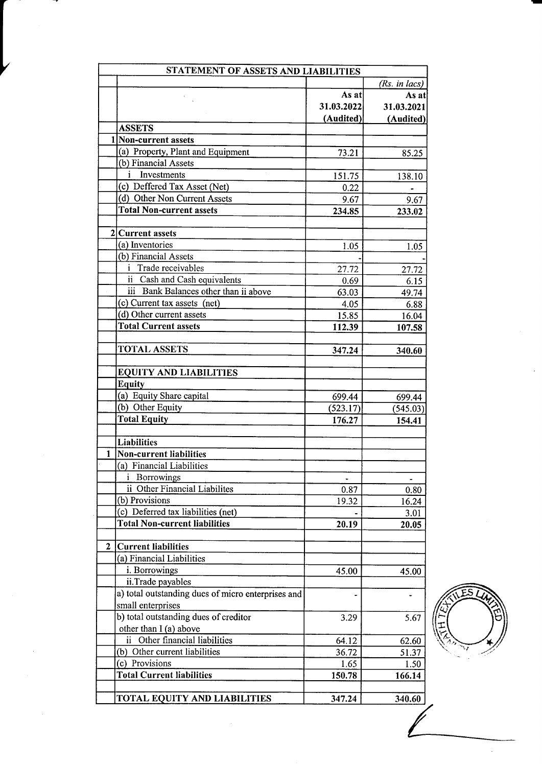# STATEMENT OF ASSETS AND LIABILITIES

| | | | *(Rs. in lacs)* |
|---|---|---|---|
| | | **As at 31.03.2022 (Audited)** | **As at 31.03.2021 (Audited)** |
| | **ASSETS** | | |
| 1 | **Non-current assets** | | |
| | (a) Property, Plant and Equipment | 73.21 | 85.25 |
| | (b) Financial Assets | | |
| | i Investments | 151.75 | 138.10 |
| | (c) Deffered Tax Asset (Net) | 0.22 | - |
| | (d) Other Non Current Assets | 9.67 | 9.67 |
| | **Total Non-current assets** | **234.85** | **233.02** |
| | | | |
| 2 | **Current assets** | | |
| | (a) Inventories | 1.05 | 1.05 |
| | (b) Financial Assets | - | - |
| | i Trade receivables | 27.72 | 27.72 |
| | ii Cash and Cash equivalents | 0.69 | 6.15 |
| | iii Bank Balances other than ii above | 63.03 | 49.74 |
| | (c) Current tax assets (net) | 4.05 | 6.88 |
| | (d) Other current assets | 15.85 | 16.04 |
| | **Total Current assets** | **112.39** | **107.58** |
| | | | |
| | **TOTAL ASSETS** | **347.24** | **340.60** |
| | | | |
| | **EQUITY AND LIABILITIES** | | |
| | **Equity** | | |
| | (a) Equity Share capital | 699.44 | 699.44 |
| | (b) Other Equity | (523.17) | (545.03) |
| | **Total Equity** | **176.27** | **154.41** |
| | | | |
| | **Liabilities** | | |
| 1 | **Non-current liabilities** | | |
| | (a) Financial Liabilities | | |
| | i Borrowings | - | - |
| | ii Other Financial Liabilites | 0.87 | 0.80 |
| | (b) Provisions | 19.32 | 16.24 |
| | (c) Deferred tax liabilities (net) | - | 3.01 |
| | **Total Non-current liabilities** | **20.19** | **20.05** |
| | | | |
| 2 | **Current liabilities** | | |
| | (a) Financial Liabilities | | |
| | i. Borrowings | 45.00 | 45.00 |
| | ii.Trade payables | | |
| | a) total outstanding dues of micro enterprises and small enterprises | - | - |
| | b) total outstanding dues of creditor other than I (a) above | 3.29 | 5.67 |
| | ii Other financial liabilities | 64.12 | 62.60 |
| | (b) Other current liabilities | 36.72 | 51.37 |
| | (c) Provisions | 1.65 | 1.50 |
| | **Total Current liabilities** | **150.78** | **166.14** |
| | | | |
| | **TOTAL EQUITY AND LIABILITIES** | **347.24** | **340.60** |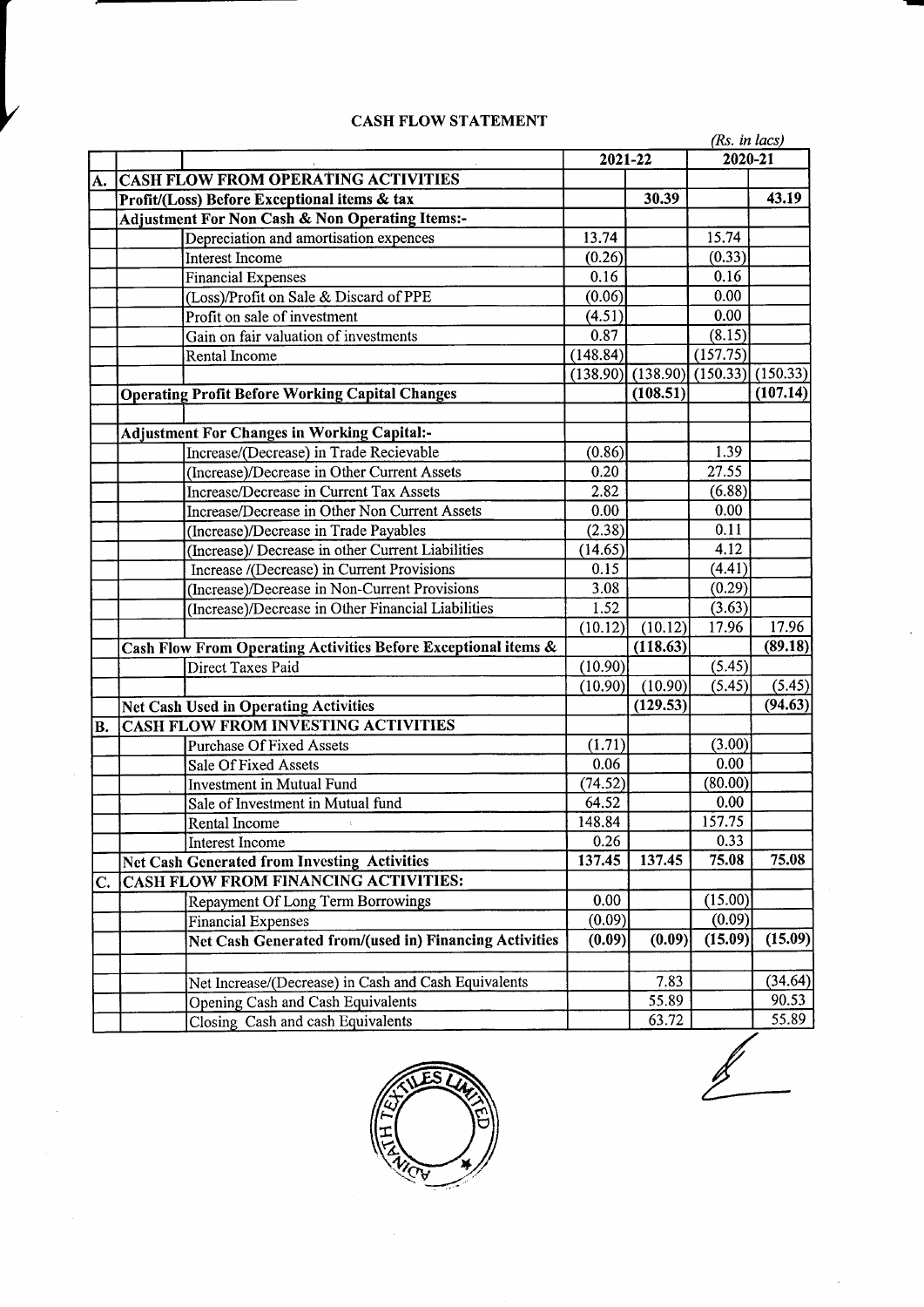## CASH FLOW STATEMENT

*(Rs. in lacs)*

| | | | 2021-22 | | 2020-21 | |
|---|---|---|---|---|---|---|
| **A.** | **CASH FLOW FROM OPERATING ACTIVITIES** | | | | | |
| | **Profit/(Loss) Before Exceptional items & tax** | | | **30.39** | | **43.19** |
| | **Adjustment For Non Cash & Non Operating Items:-** | | | | | |
| | | Depreciation and amortisation expences | 13.74 | | 15.74 | |
| | | Interest Income | (0.26) | | (0.33) | |
| | | Financial Expenses | 0.16 | | 0.16 | |
| | | (Loss)/Profit on Sale & Discard of PPE | (0.06) | | 0.00 | |
| | | Profit on sale of investment | (4.51) | | 0.00 | |
| | | Gain on fair valuation of investments | 0.87 | | (8.15) | |
| | | Rental Income | (148.84) | | (157.75) | |
| | | | (138.90) | (138.90) | (150.33) | (150.33) |
| | **Operating Profit Before Working Capital Changes** | | | **(108.51)** | | **(107.14)** |
| | | | | | | |
| | **Adjustment For Changes in Working Capital:-** | | | | | |
| | | Increase/(Decrease) in Trade Recievable | (0.86) | | 1.39 | |
| | | (Increase)/Decrease in Other Current Assets | 0.20 | | 27.55 | |
| | | Increase/Decrease in Current Tax Assets | 2.82 | | (6.88) | |
| | | Increase/Decrease in Other Non Current Assets | 0.00 | | 0.00 | |
| | | (Increase)/Decrease in Trade Payables | (2.38) | | 0.11 | |
| | | (Increase)/ Decrease in other Current Liabilities | (14.65) | | 4.12 | |
| | | Increase /(Decrease) in Current Provisions | 0.15 | | (4.41) | |
| | | (Increase)/Decrease in Non-Current Provisions | 3.08 | | (0.29) | |
| | | (Increase)/Decrease in Other Financial Liabilities | 1.52 | | (3.63) | |
| | | | (10.12) | (10.12) | 17.96 | 17.96 |
| | **Cash Flow From Operating Activities Before Exceptional items &** | | | **(118.63)** | | **(89.18)** |
| | | Direct Taxes Paid | (10.90) | | (5.45) | |
| | | | (10.90) | (10.90) | (5.45) | (5.45) |
| | **Net Cash Used in Operating Activities** | | | **(129.53)** | | **(94.63)** |
| **B.** | **CASH FLOW FROM INVESTING ACTIVITIES** | | | | | |
| | | Purchase Of Fixed Assets | (1.71) | | (3.00) | |
| | | Sale Of Fixed Assets | 0.06 | | 0.00 | |
| | | Investment in Mutual Fund | (74.52) | | (80.00) | |
| | | Sale of Investment in Mutual fund | 64.52 | | 0.00 | |
| | | Rental Income | 148.84 | | 157.75 | |
| | | Interest Income | 0.26 | | 0.33 | |
| | **Net Cash Generated from Investing Activities** | | **137.45** | **137.45** | **75.08** | **75.08** |
| **C.** | **CASH FLOW FROM FINANCING ACTIVITIES:** | | | | | |
| | | Repayment Of Long Term Borrowings | 0.00 | | (15.00) | |
| | | Financial Expenses | (0.09) | | (0.09) | |
| | | **Net Cash Generated from/(used in) Financing Activities** | **(0.09)** | **(0.09)** | **(15.09)** | **(15.09)** |
| | | | | | | |
| | | Net Increase/(Decrease) in Cash and Cash Equivalents | | 7.83 | | (34.64) |
| | | Opening Cash and Cash Equivalents | | 55.89 | | 90.53 |
| | | Closing Cash and cash Equivalents | | 63.72 | | 55.89 |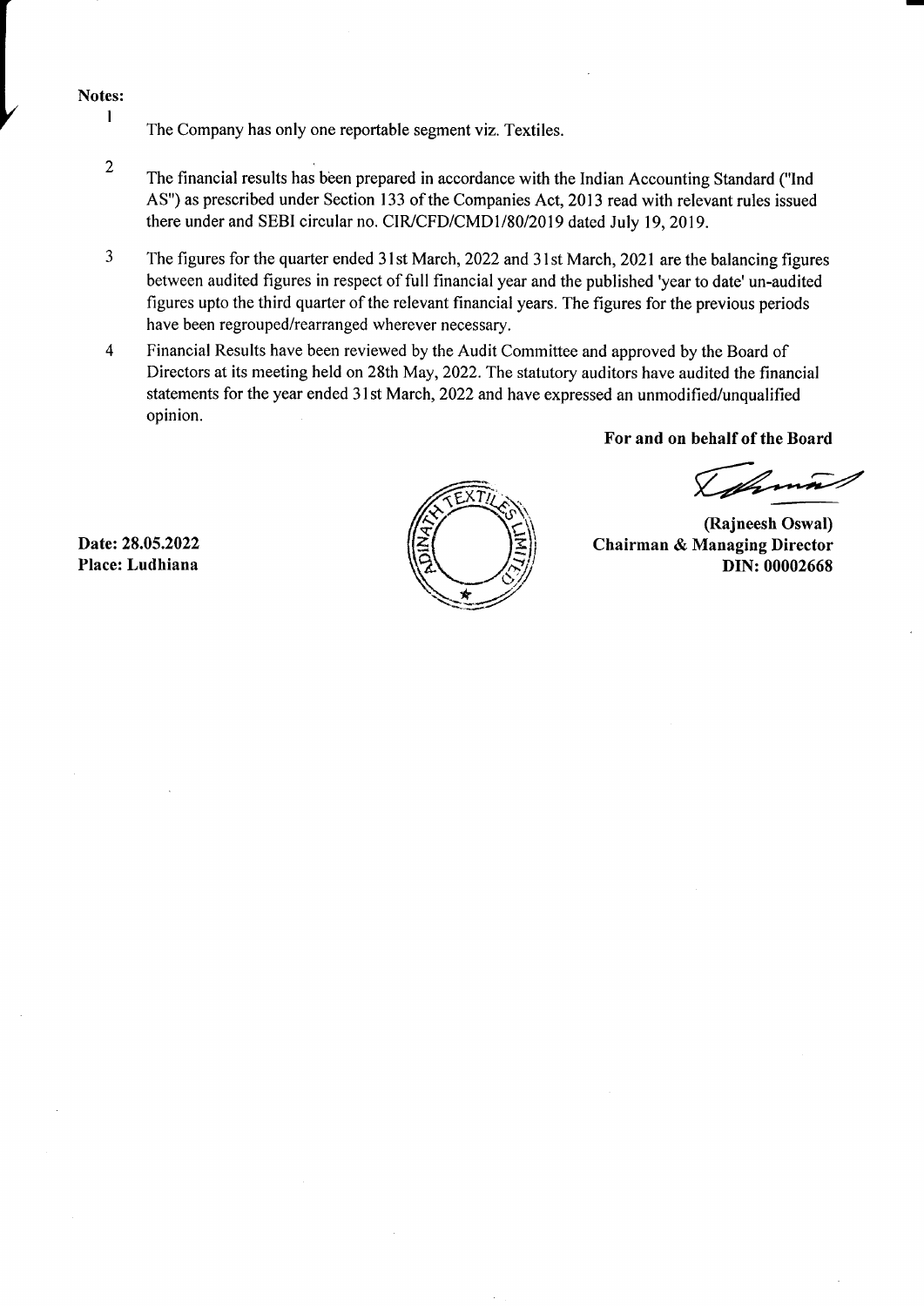**Notes:**

1. The Company has only one reportable segment viz. Textiles.

2. The financial results has been prepared in accordance with the Indian Accounting Standard ("Ind AS") as prescribed under Section 133 of the Companies Act, 2013 read with relevant rules issued there under and SEBI circular no. CIR/CFD/CMD1/80/2019 dated July 19, 2019.

3. The figures for the quarter ended 31st March, 2022 and 31st March, 2021 are the balancing figures between audited figures in respect of full financial year and the published 'year to date' un-audited figures upto the third quarter of the relevant financial years. The figures for the previous periods have been regrouped/rearranged wherever necessary.

4. Financial Results have been reviewed by the Audit Committee and approved by the Board of Directors at its meeting held on 28th May, 2022. The statutory auditors have audited the financial statements for the year ended 31st March, 2022 and have expressed an unmodified/unqualified opinion.

**For and on behalf of the Board**

**Date: 28.05.2022**
**Place: Ludhiana**

ADINATH TEXTILES LIMITED

**(Rajneesh Oswal)**
**Chairman & Managing Director**
**DIN: 00002668**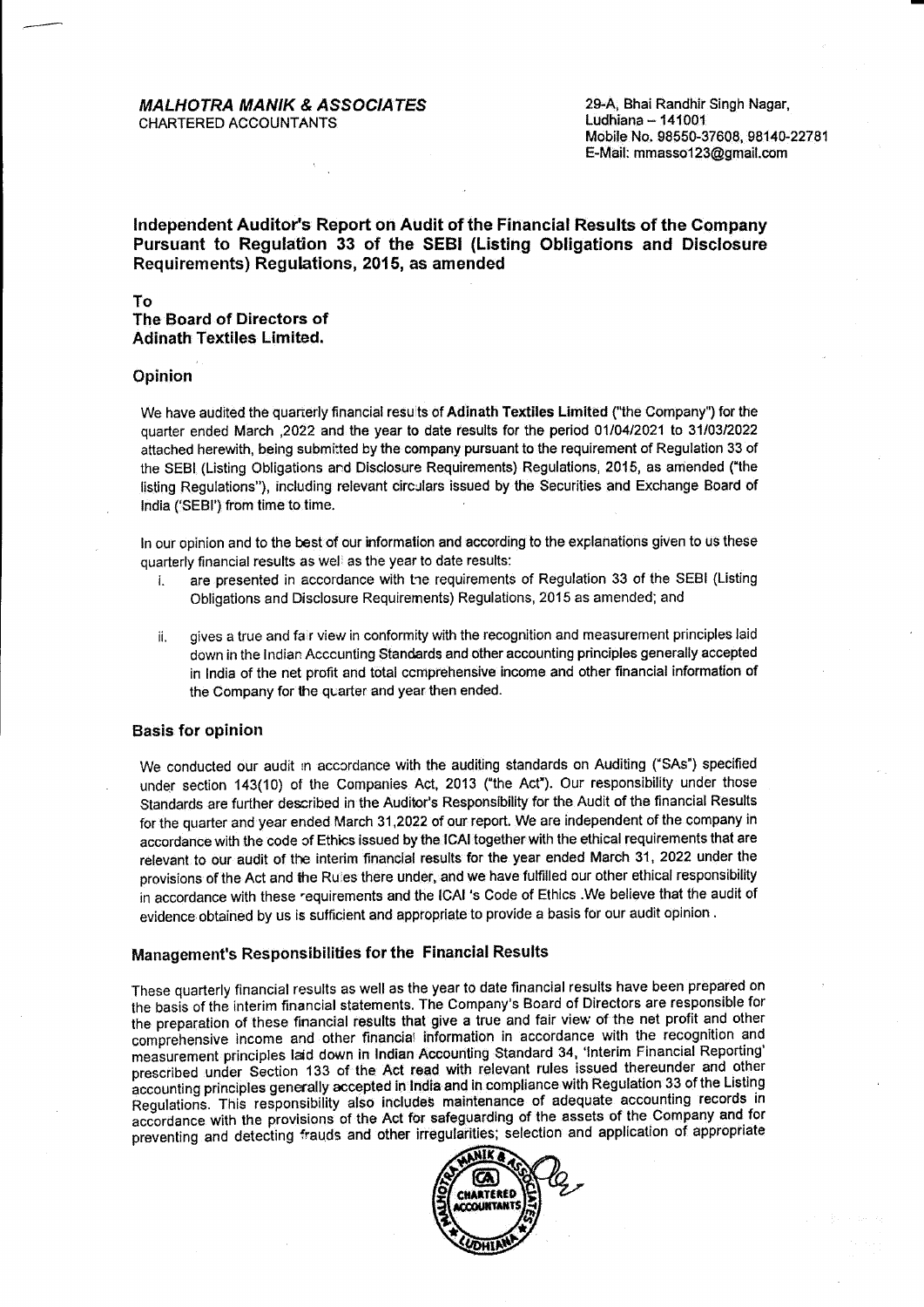***MALHOTRA MANIK & ASSOCIATES***
CHARTERED ACCOUNTANTS

29-A, Bhai Randhir Singh Nagar,
Ludhiana – 141001
Mobile No. 98550-37608, 98140-22781
E-Mail: mmasso123@gmail.com

## Independent Auditor's Report on Audit of the Financial Results of the Company Pursuant to Regulation 33 of the SEBI (Listing Obligations and Disclosure Requirements) Regulations, 2015, as amended

**To**
**The Board of Directors of**
**Adinath Textiles Limited.**

### Opinion

We have audited the quarterly financial results of **Adinath Textiles Limited** ("the Company") for the quarter ended March ,2022 and the year to date results for the period 01/04/2021 to 31/03/2022 attached herewith, being submitted by the company pursuant to the requirement of Regulation 33 of the SEBI (Listing Obligations and Disclosure Requirements) Regulations, 2015, as amended ("the listing Regulations"), including relevant circulars issued by the Securities and Exchange Board of India ('SEBI') from time to time.

In our opinion and to the best of our information and according to the explanations given to us these quarterly financial results as well as the year to date results:

i. are presented in accordance with the requirements of Regulation 33 of the SEBI (Listing Obligations and Disclosure Requirements) Regulations, 2015 as amended; and

ii. gives a true and fair view in conformity with the recognition and measurement principles laid down in the Indian Accounting Standards and other accounting principles generally accepted in India of the net profit and total comprehensive income and other financial information of the Company for the quarter and year then ended.

### Basis for opinion

We conducted our audit in accordance with the auditing standards on Auditing ("SAs") specified under section 143(10) of the Companies Act, 2013 ("the Act"). Our responsibility under those Standards are further described in the Auditor's Responsibility for the Audit of the financial Results for the quarter and year ended March 31,2022 of our report. We are independent of the company in accordance with the code of Ethics issued by the ICAI together with the ethical requirements that are relevant to our audit of the interim financial results for the year ended March 31, 2022 under the provisions of the Act and the Rules there under, and we have fulfilled our other ethical responsibility in accordance with these requirements and the ICAI 's Code of Ethics .We believe that the audit of evidence obtained by us is sufficient and appropriate to provide a basis for our audit opinion .

### Management's Responsibilities for the Financial Results

These quarterly financial results as well as the year to date financial results have been prepared on the basis of the interim financial statements. The Company's Board of Directors are responsible for the preparation of these financial results that give a true and fair view of the net profit and other comprehensive income and other financial information in accordance with the recognition and measurement principles laid down in Indian Accounting Standard 34, 'Interim Financial Reporting' prescribed under Section 133 of the Act read with relevant rules issued thereunder and other accounting principles generally accepted in India and in compliance with Regulation 33 of the Listing Regulations. This responsibility also includes maintenance of adequate accounting records in accordance with the provisions of the Act for safeguarding of the assets of the Company and for preventing and detecting frauds and other irregularities; selection and application of appropriate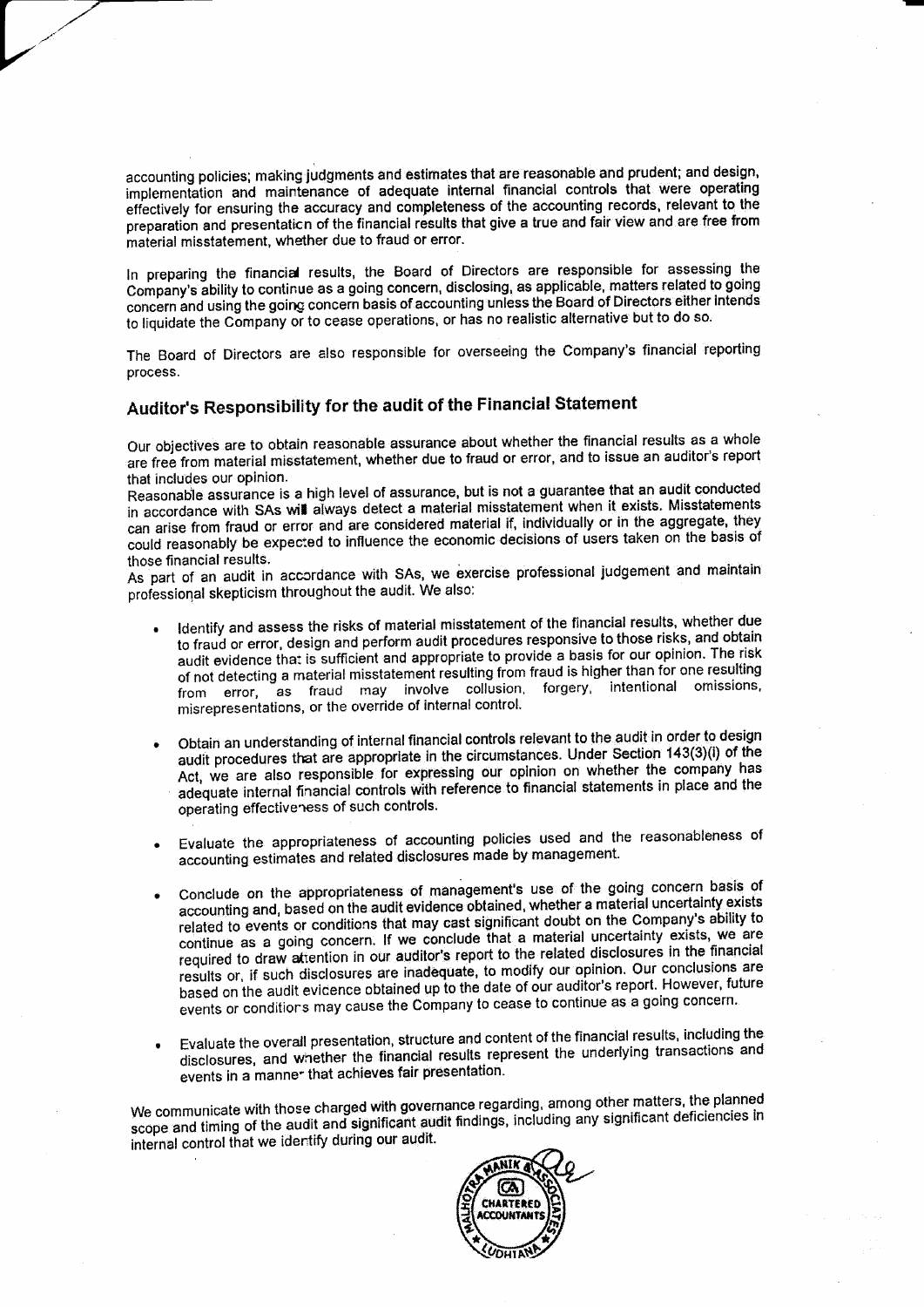accounting policies; making judgments and estimates that are reasonable and prudent; and design, implementation and maintenance of adequate internal financial controls that were operating effectively for ensuring the accuracy and completeness of the accounting records, relevant to the preparation and presentation of the financial results that give a true and fair view and are free from material misstatement, whether due to fraud or error.

In preparing the financial results, the Board of Directors are responsible for assessing the Company's ability to continue as a going concern, disclosing, as applicable, matters related to going concern and using the going concern basis of accounting unless the Board of Directors either intends to liquidate the Company or to cease operations, or has no realistic alternative but to do so.

The Board of Directors are also responsible for overseeing the Company's financial reporting process.

## Auditor's Responsibility for the audit of the Financial Statement

Our objectives are to obtain reasonable assurance about whether the financial results as a whole are free from material misstatement, whether due to fraud or error, and to issue an auditor's report that includes our opinion.

Reasonable assurance is a high level of assurance, but is not a guarantee that an audit conducted in accordance with SAs will always detect a material misstatement when it exists. Misstatements can arise from fraud or error and are considered material if, individually or in the aggregate, they could reasonably be expected to influence the economic decisions of users taken on the basis of those financial results.

As part of an audit in accordance with SAs, we exercise professional judgement and maintain professional skepticism throughout the audit. We also:

- Identify and assess the risks of material misstatement of the financial results, whether due to fraud or error, design and perform audit procedures responsive to those risks, and obtain audit evidence that is sufficient and appropriate to provide a basis for our opinion. The risk of not detecting a material misstatement resulting from fraud is higher than for one resulting from error, as fraud may involve collusion, forgery, intentional omissions, misrepresentations, or the override of internal control.

- Obtain an understanding of internal financial controls relevant to the audit in order to design audit procedures that are appropriate in the circumstances. Under Section 143(3)(i) of the Act, we are also responsible for expressing our opinion on whether the company has adequate internal financial controls with reference to financial statements in place and the operating effectiveness of such controls.

- Evaluate the appropriateness of accounting policies used and the reasonableness of accounting estimates and related disclosures made by management.

- Conclude on the appropriateness of management's use of the going concern basis of accounting and, based on the audit evidence obtained, whether a material uncertainty exists related to events or conditions that may cast significant doubt on the Company's ability to continue as a going concern. If we conclude that a material uncertainty exists, we are required to draw attention in our auditor's report to the related disclosures in the financial results or, if such disclosures are inadequate, to modify our opinion. Our conclusions are based on the audit evidence obtained up to the date of our auditor's report. However, future events or conditions may cause the Company to cease to continue as a going concern.

- Evaluate the overall presentation, structure and content of the financial results, including the disclosures, and whether the financial results represent the underlying transactions and events in a manner that achieves fair presentation.

We communicate with those charged with governance regarding, among other matters, the planned scope and timing of the audit and significant audit findings, including any significant deficiencies in internal control that we identify during our audit.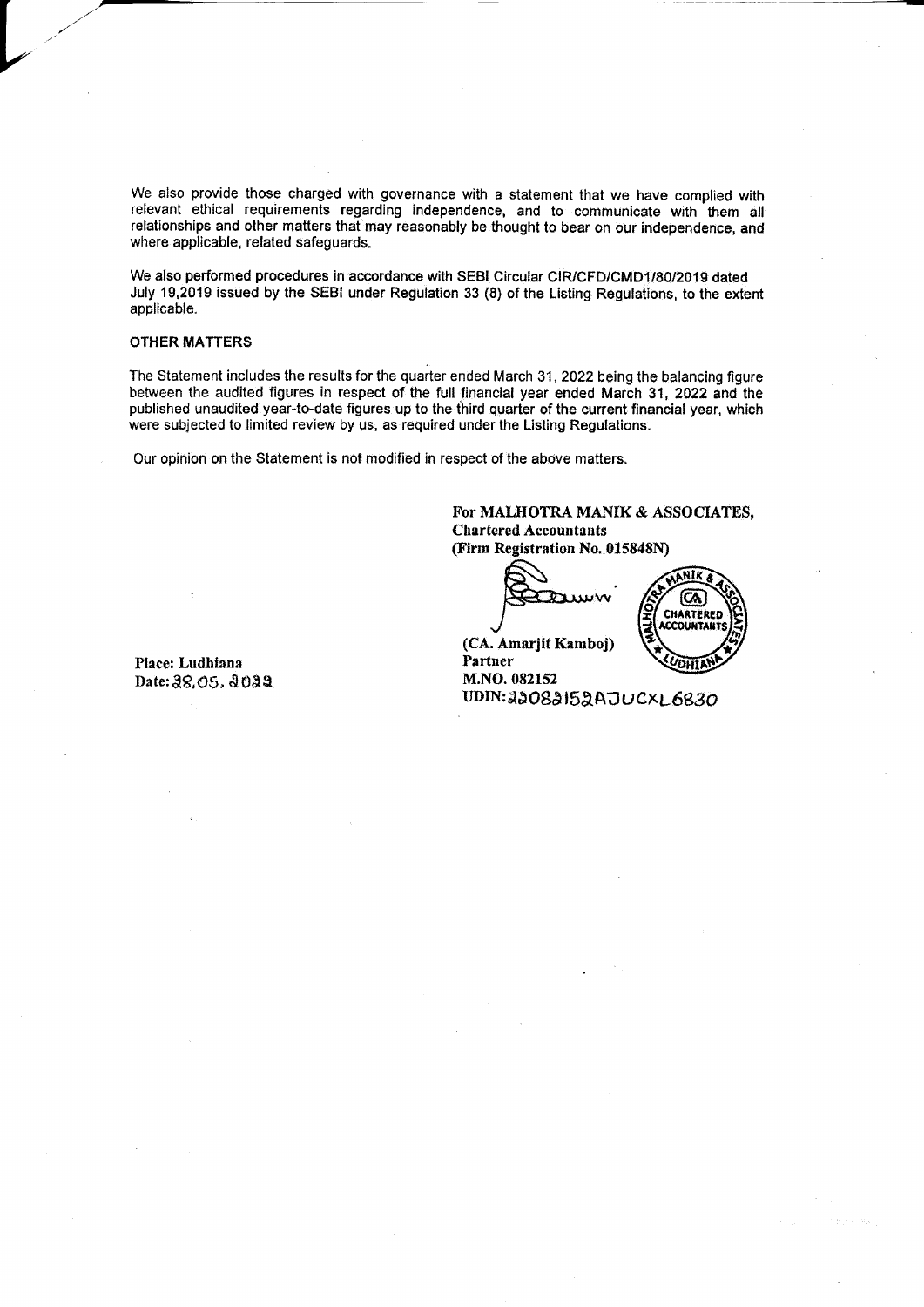We also provide those charged with governance with a statement that we have complied with relevant ethical requirements regarding independence, and to communicate with them all relationships and other matters that may reasonably be thought to bear on our independence, and where applicable, related safeguards.

We also performed procedures in accordance with SEBI Circular CIR/CFD/CMD1/80/2019 dated July 19,2019 issued by the SEBI under Regulation 33 (8) of the Listing Regulations, to the extent applicable.

**OTHER MATTERS**

The Statement includes the results for the quarter ended March 31, 2022 being the balancing figure between the audited figures in respect of the full financial year ended March 31, 2022 and the published unaudited year-to-date figures up to the third quarter of the current financial year, which were subjected to limited review by us, as required under the Listing Regulations.

Our opinion on the Statement is not modified in respect of the above matters.

**For MALHOTRA MANIK & ASSOCIATES,**
**Chartered Accountants**
**(Firm Registration No. 015848N)**

**(CA. Amarjit Kamboj)**
**Partner**
**M.NO. 082152**
**UDIN: 22082152AJUCXL6830**

**Place: Ludhiana**
**Date: 28.05.2022**